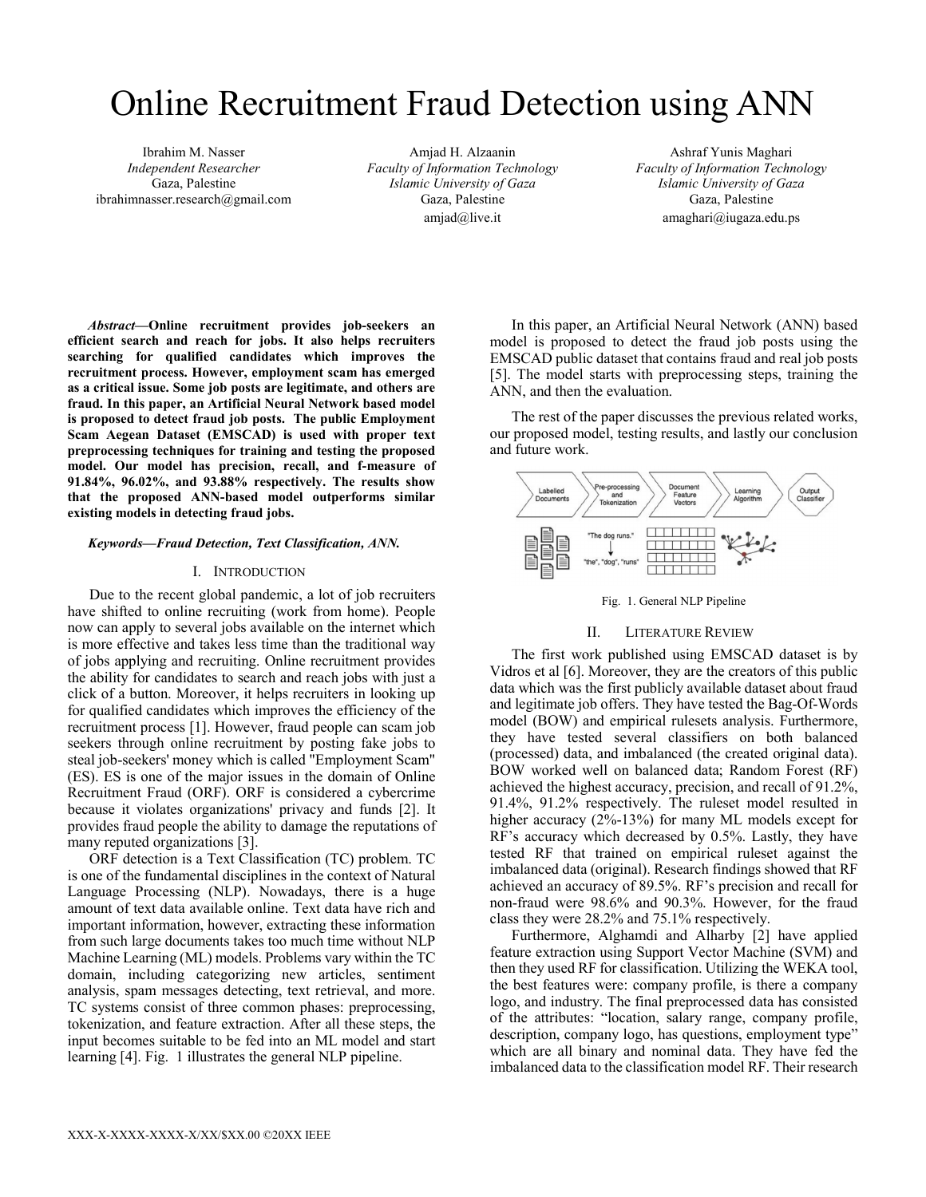# Online Recruitment Fraud Detection using ANN

Ibrahim M. Nasser
*Independent Researcher*
Gaza, Palestine
ibrahimnasser.research@gmail.com

Amjad H. Alzaanin
*Faculty of Information Technology*
*Islamic University of Gaza*
Gaza, Palestine
amjad@live.it

Ashraf Yunis Maghari
*Faculty of Information Technology*
*Islamic University of Gaza*
Gaza, Palestine
amaghari@iugaza.edu.ps

***Abstract*—Online recruitment provides job-seekers an efficient search and reach for jobs. It also helps recruiters searching for qualified candidates which improves the recruitment process. However, employment scam has emerged as a critical issue. Some job posts are legitimate, and others are fraud. In this paper, an Artificial Neural Network based model is proposed to detect fraud job posts. The public Employment Scam Aegean Dataset (EMSCAD) is used with proper text preprocessing techniques for training and testing the proposed model. Our model has precision, recall, and f-measure of 91.84%, 96.02%, and 93.88% respectively. The results show that the proposed ANN-based model outperforms similar existing models in detecting fraud jobs.**

***Keywords—Fraud Detection, Text Classification, ANN.***

## I. Introduction

Due to the recent global pandemic, a lot of job recruiters have shifted to online recruiting (work from home). People now can apply to several jobs available on the internet which is more effective and takes less time than the traditional way of jobs applying and recruiting. Online recruitment provides the ability for candidates to search and reach jobs with just a click of a button. Moreover, it helps recruiters in looking up for qualified candidates which improves the efficiency of the recruitment process [1]. However, fraud people can scam job seekers through online recruitment by posting fake jobs to steal job-seekers' money which is called "Employment Scam" (ES). ES is one of the major issues in the domain of Online Recruitment Fraud (ORF). ORF is considered a cybercrime because it violates organizations' privacy and funds [2]. It provides fraud people the ability to damage the reputations of many reputed organizations [3].

ORF detection is a Text Classification (TC) problem. TC is one of the fundamental disciplines in the context of Natural Language Processing (NLP). Nowadays, there is a huge amount of text data available online. Text data have rich and important information, however, extracting these information from such large documents takes too much time without NLP Machine Learning (ML) models. Problems vary within the TC domain, including categorizing new articles, sentiment analysis, spam messages detecting, text retrieval, and more. TC systems consist of three common phases: preprocessing, tokenization, and feature extraction. After all these steps, the input becomes suitable to be fed into an ML model and start learning [4]. Fig. 1 illustrates the general NLP pipeline.

In this paper, an Artificial Neural Network (ANN) based model is proposed to detect the fraud job posts using the EMSCAD public dataset that contains fraud and real job posts [5]. The model starts with preprocessing steps, training the ANN, and then the evaluation.

The rest of the paper discusses the previous related works, our proposed model, testing results, and lastly our conclusion and future work.

Fig. 1. General NLP Pipeline

## II. Literature Review

The first work published using EMSCAD dataset is by Vidros et al [6]. Moreover, they are the creators of this public data which was the first publicly available dataset about fraud and legitimate job offers. They have tested the Bag-Of-Words model (BOW) and empirical rulesets analysis. Furthermore, they have tested several classifiers on both balanced (processed) data, and imbalanced (the created original data). BOW worked well on balanced data; Random Forest (RF) achieved the highest accuracy, precision, and recall of 91.2%, 91.4%, 91.2% respectively. The ruleset model resulted in higher accuracy (2%-13%) for many ML models except for RF's accuracy which decreased by 0.5%. Lastly, they have tested RF that trained on empirical ruleset against the imbalanced data (original). Research findings showed that RF achieved an accuracy of 89.5%. RF's precision and recall for non-fraud were 98.6% and 90.3%. However, for the fraud class they were 28.2% and 75.1% respectively.

Furthermore, Alghamdi and Alharby [2] have applied feature extraction using Support Vector Machine (SVM) and then they used RF for classification. Utilizing the WEKA tool, the best features were: company profile, is there a company logo, and industry. The final preprocessed data has consisted of the attributes: "location, salary range, company profile, description, company logo, has questions, employment type" which are all binary and nominal data. They have fed the imbalanced data to the classification model RF. Their research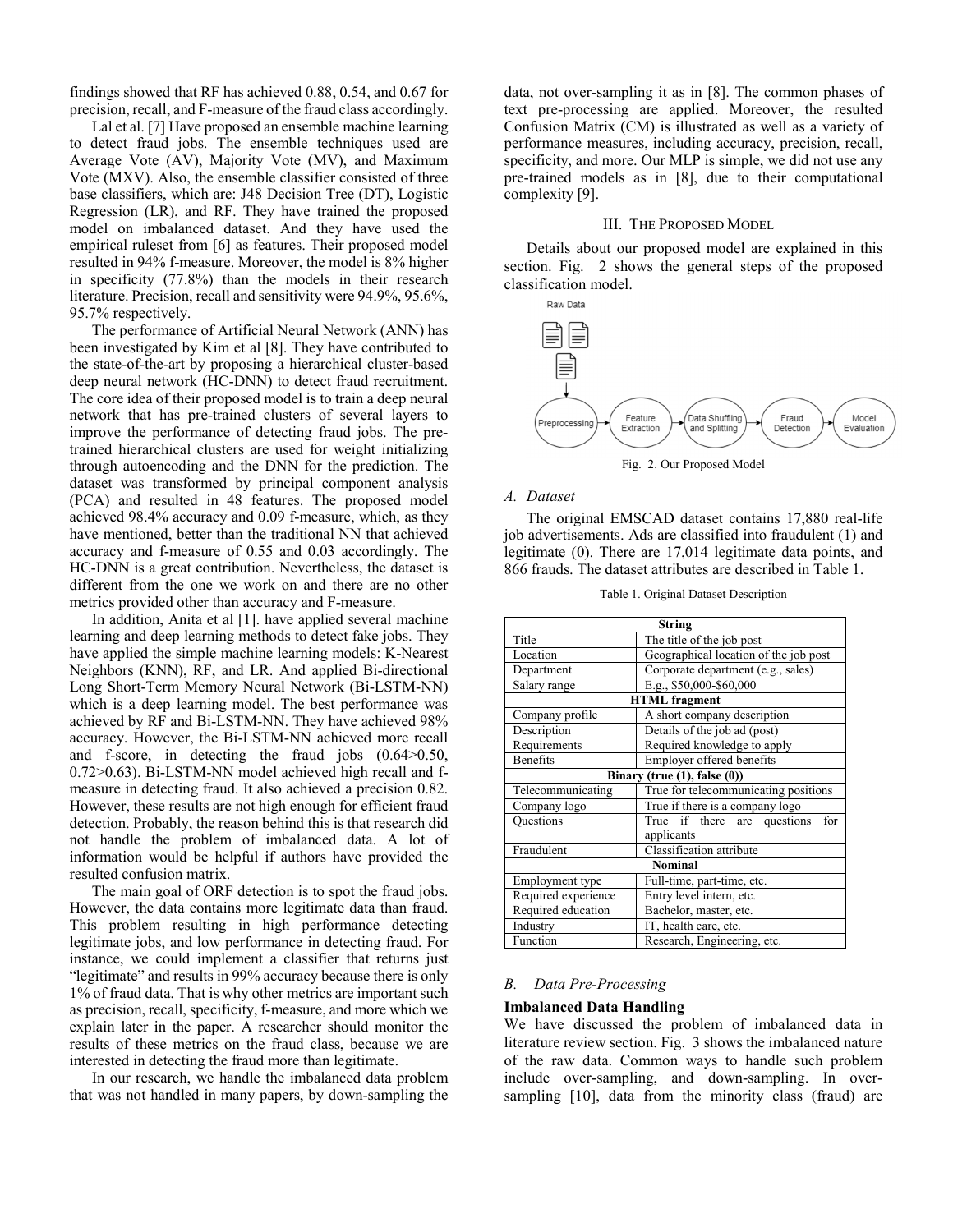findings showed that RF has achieved 0.88, 0.54, and 0.67 for precision, recall, and F-measure of the fraud class accordingly.

Lal et al. [7] Have proposed an ensemble machine learning to detect fraud jobs. The ensemble techniques used are Average Vote (AV), Majority Vote (MV), and Maximum Vote (MXV). Also, the ensemble classifier consisted of three base classifiers, which are: J48 Decision Tree (DT), Logistic Regression (LR), and RF. They have trained the proposed model on imbalanced dataset. And they have used the empirical ruleset from [6] as features. Their proposed model resulted in 94% f-measure. Moreover, the model is 8% higher in specificity (77.8%) than the models in their research literature. Precision, recall and sensitivity were 94.9%, 95.6%, 95.7% respectively.

The performance of Artificial Neural Network (ANN) has been investigated by Kim et al [8]. They have contributed to the state-of-the-art by proposing a hierarchical cluster-based deep neural network (HC-DNN) to detect fraud recruitment. The core idea of their proposed model is to train a deep neural network that has pre-trained clusters of several layers to improve the performance of detecting fraud jobs. The pre-trained hierarchical clusters are used for weight initializing through autoencoding and the DNN for the prediction. The dataset was transformed by principal component analysis (PCA) and resulted in 48 features. The proposed model achieved 98.4% accuracy and 0.09 f-measure, which, as they have mentioned, better than the traditional NN that achieved accuracy and f-measure of 0.55 and 0.03 accordingly. The HC-DNN is a great contribution. Nevertheless, the dataset is different from the one we work on and there are no other metrics provided other than accuracy and F-measure.

In addition, Anita et al [1]. have applied several machine learning and deep learning methods to detect fake jobs. They have applied the simple machine learning models: K-Nearest Neighbors (KNN), RF, and LR. And applied Bi-directional Long Short-Term Memory Neural Network (Bi-LSTM-NN) which is a deep learning model. The best performance was achieved by RF and Bi-LSTM-NN. They have achieved 98% accuracy. However, the Bi-LSTM-NN achieved more recall and f-score, in detecting the fraud jobs (0.64>0.50, 0.72>0.63). Bi-LSTM-NN model achieved high recall and f-measure in detecting fraud. It also achieved a precision 0.82. However, these results are not high enough for efficient fraud detection. Probably, the reason behind this is that research did not handle the problem of imbalanced data. A lot of information would be helpful if authors have provided the resulted confusion matrix.

The main goal of ORF detection is to spot the fraud jobs. However, the data contains more legitimate data than fraud. This problem resulting in high performance detecting legitimate jobs, and low performance in detecting fraud. For instance, we could implement a classifier that returns just "legitimate" and results in 99% accuracy because there is only 1% of fraud data. That is why other metrics are important such as precision, recall, specificity, f-measure, and more which we explain later in the paper. A researcher should monitor the results of these metrics on the fraud class, because we are interested in detecting the fraud more than legitimate.

In our research, we handle the imbalanced data problem that was not handled in many papers, by down-sampling the data, not over-sampling it as in [8]. The common phases of text pre-processing are applied. Moreover, the resulted Confusion Matrix (CM) is illustrated as well as a variety of performance measures, including accuracy, precision, recall, specificity, and more. Our MLP is simple, we did not use any pre-trained models as in [8], due to their computational complexity [9].

## III. The Proposed Model

Details about our proposed model are explained in this section. Fig. 2 shows the general steps of the proposed classification model.

Raw Data → Preprocessing → Feature Extraction → Data Shuffling and Splitting → Fraud Detection → Model Evaluation

Fig. 2. Our Proposed Model

### A. Dataset

The original EMSCAD dataset contains 17,880 real-life job advertisements. Ads are classified into fraudulent (1) and legitimate (0). There are 17,014 legitimate data points, and 866 frauds. The dataset attributes are described in Table 1.

Table 1. Original Dataset Description

| **String** | |
|---|---|
| Title | The title of the job post |
| Location | Geographical location of the job post |
| Department | Corporate department (e.g., sales) |
| Salary range | E.g., $50,000-$60,000 |
| **HTML fragment** | |
| Company profile | A short company description |
| Description | Details of the job ad (post) |
| Requirements | Required knowledge to apply |
| Benefits | Employer offered benefits |
| **Binary (true (1), false (0))** | |
| Telecommunicating | True for telecommunicating positions |
| Company logo | True if there is a company logo |
| Questions | True if there are questions for applicants |
| Fraudulent | Classification attribute |
| **Nominal** | |
| Employment type | Full-time, part-time, etc. |
| Required experience | Entry level intern, etc. |
| Required education | Bachelor, master, etc. |
| Industry | IT, health care, etc. |
| Function | Research, Engineering, etc. |

### B. Data Pre-Processing

**Imbalanced Data Handling**

We have discussed the problem of imbalanced data in literature review section. Fig. 3 shows the imbalanced nature of the raw data. Common ways to handle such problem include over-sampling, and down-sampling. In over-sampling [10], data from the minority class (fraud) are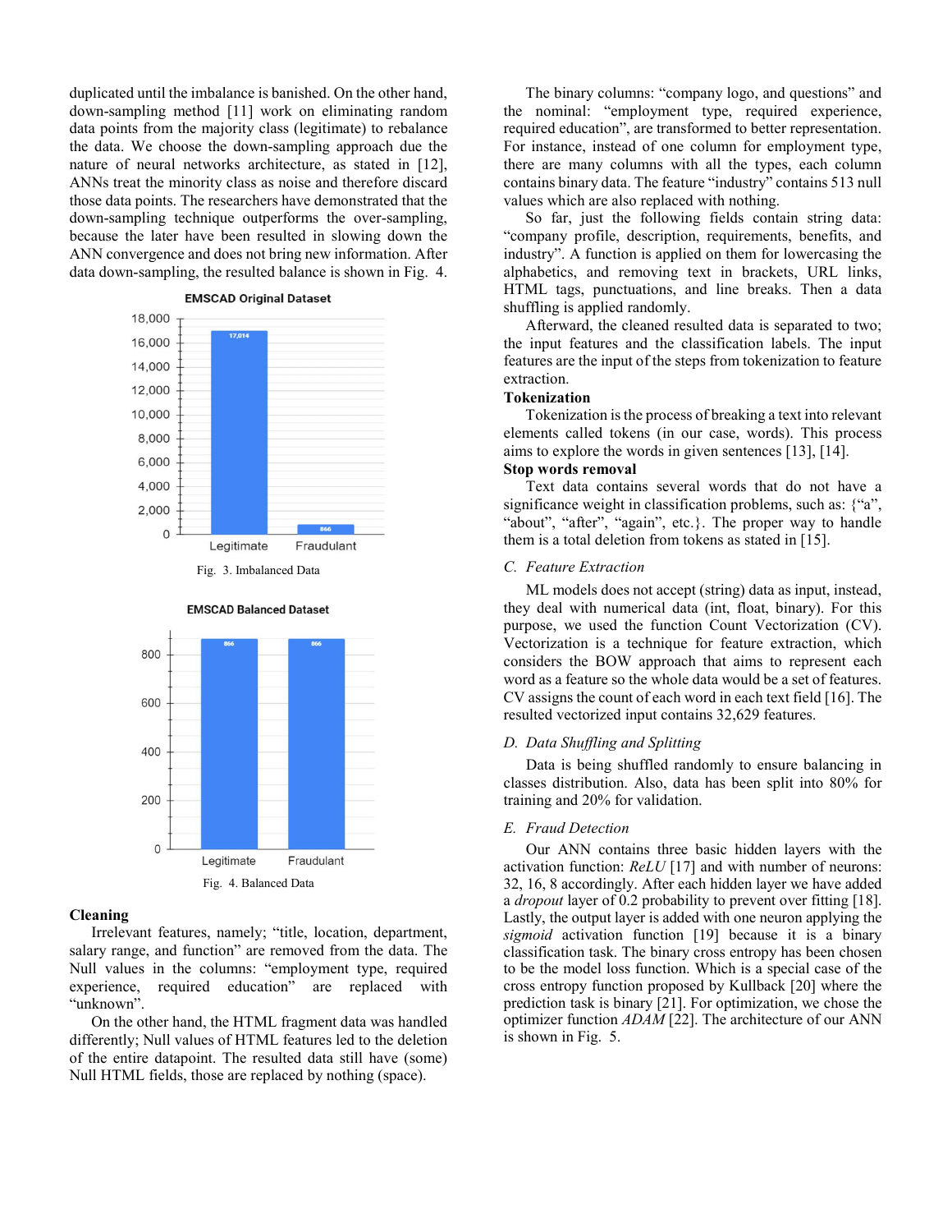duplicated until the imbalance is banished. On the other hand, down-sampling method [11] work on eliminating random data points from the majority class (legitimate) to rebalance the data. We choose the down-sampling approach due the nature of neural networks architecture, as stated in [12], ANNs treat the minority class as noise and therefore discard those data points. The researchers have demonstrated that the down-sampling technique outperforms the over-sampling, because the later have been resulted in slowing down the ANN convergence and does not bring new information. After data down-sampling, the resulted balance is shown in Fig. 4.

Fig. 3. Imbalanced Data

Fig. 4. Balanced Data

**Cleaning**

Irrelevant features, namely; "title, location, department, salary range, and function" are removed from the data. The Null values in the columns: "employment type, required experience, required education" are replaced with "unknown".

On the other hand, the HTML fragment data was handled differently; Null values of HTML features led to the deletion of the entire datapoint. The resulted data still have (some) Null HTML fields, those are replaced by nothing (space).

The binary columns: "company logo, and questions" and the nominal: "employment type, required experience, required education", are transformed to better representation. For instance, instead of one column for employment type, there are many columns with all the types, each column contains binary data. The feature "industry" contains 513 null values which are also replaced with nothing.

So far, just the following fields contain string data: "company profile, description, requirements, benefits, and industry". A function is applied on them for lowercasing the alphabetics, and removing text in brackets, URL links, HTML tags, punctuations, and line breaks. Then a data shuffling is applied randomly.

Afterward, the cleaned resulted data is separated to two; the input features and the classification labels. The input features are the input of the steps from tokenization to feature extraction.

**Tokenization**

Tokenization is the process of breaking a text into relevant elements called tokens (in our case, words). This process aims to explore the words in given sentences [13], [14].

**Stop words removal**

Text data contains several words that do not have a significance weight in classification problems, such as: {"a", "about", "after", "again", etc.}. The proper way to handle them is a total deletion from tokens as stated in [15].

### *C. Feature Extraction*

ML models does not accept (string) data as input, instead, they deal with numerical data (int, float, binary). For this purpose, we used the function Count Vectorization (CV). Vectorization is a technique for feature extraction, which considers the BOW approach that aims to represent each word as a feature so the whole data would be a set of features. CV assigns the count of each word in each text field [16]. The resulted vectorized input contains 32,629 features.

### *D. Data Shuffling and Splitting*

Data is being shuffled randomly to ensure balancing in classes distribution. Also, data has been split into 80% for training and 20% for validation.

### *E. Fraud Detection*

Our ANN contains three basic hidden layers with the activation function: *ReLU* [17] and with number of neurons: 32, 16, 8 accordingly. After each hidden layer we have added a *dropout* layer of 0.2 probability to prevent over fitting [18]. Lastly, the output layer is added with one neuron applying the *sigmoid* activation function [19] because it is a binary classification task. The binary cross entropy has been chosen to be the model loss function. Which is a special case of the cross entropy function proposed by Kullback [20] where the prediction task is binary [21]. For optimization, we chose the optimizer function *ADAM* [22]. The architecture of our ANN is shown in Fig. 5.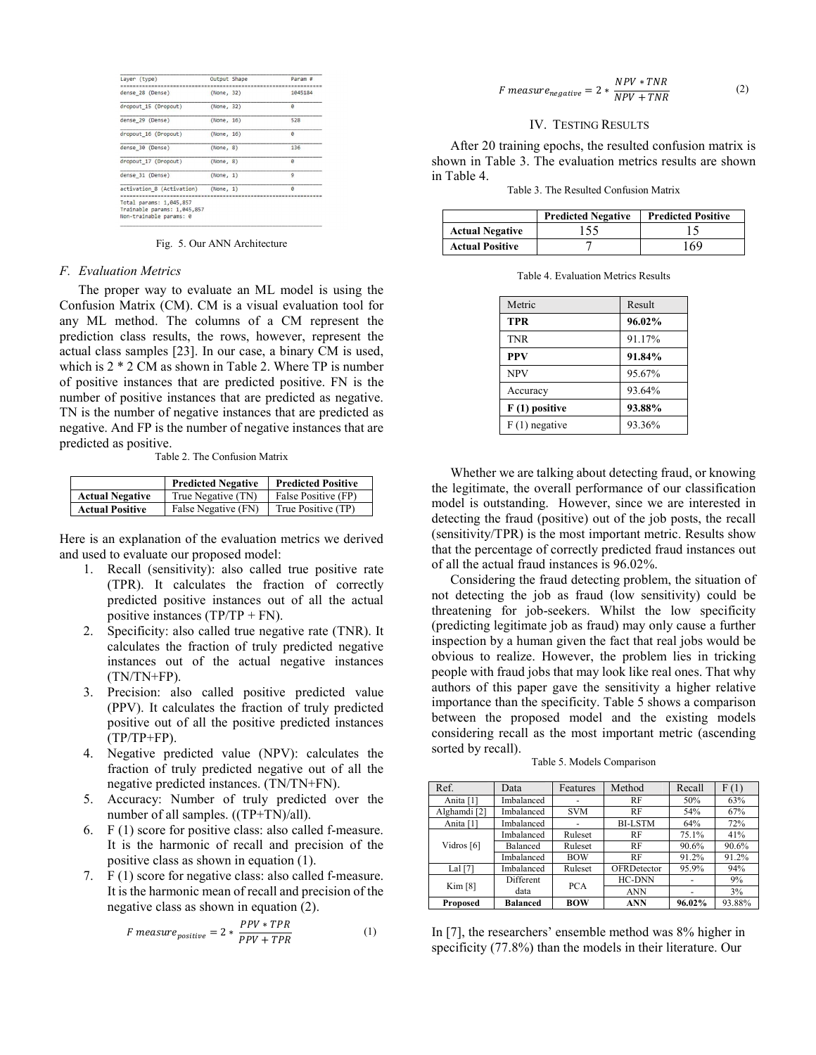| Layer (type) | Output Shape | Param # |
|---|---|---|
| dense_28 (Dense) | (None, 32) | 1045184 |
| dropout_15 (Dropout) | (None, 32) | 0 |
| dense_29 (Dense) | (None, 16) | 528 |
| dropout_16 (Dropout) | (None, 16) | 0 |
| dense_30 (Dense) | (None, 8) | 136 |
| dropout_17 (Dropout) | (None, 8) | 0 |
| dense_31 (Dense) | (None, 1) | 9 |
| activation_8 (Activation) | (None, 1) | 0 |

Total params: 1,045,857
Trainable params: 1,045,857
Non-trainable params: 0

Fig. 5. Our ANN Architecture

### *F. Evaluation Metrics*

The proper way to evaluate an ML model is using the Confusion Matrix (CM). CM is a visual evaluation tool for any ML method. The columns of a CM represent the prediction class results, the rows, however, represent the actual class samples [23]. In our case, a binary CM is used, which is 2 * 2 CM as shown in Table 2. Where TP is number of positive instances that are predicted positive. FN is the number of positive instances that are predicted as negative. TN is the number of negative instances that are predicted as negative. And FP is the number of negative instances that are predicted as positive.

Table 2. The Confusion Matrix

| | Predicted Negative | Predicted Positive |
|---|---|---|
| **Actual Negative** | True Negative (TN) | False Positive (FP) |
| **Actual Positive** | False Negative (FN) | True Positive (TP) |

Here is an explanation of the evaluation metrics we derived and used to evaluate our proposed model:

1. Recall (sensitivity): also called true positive rate (TPR). It calculates the fraction of correctly predicted positive instances out of all the actual positive instances (TP/TP + FN).
2. Specificity: also called true negative rate (TNR). It calculates the fraction of truly predicted negative instances out of the actual negative instances (TN/TN+FP).
3. Precision: also called positive predicted value (PPV). It calculates the fraction of truly predicted positive out of all the positive predicted instances (TP/TP+FP).
4. Negative predicted value (NPV): calculates the fraction of truly predicted negative out of all the negative predicted instances. (TN/TN+FN).
5. Accuracy: Number of truly predicted over the number of all samples. ((TP+TN)/all).
6. F (1) score for positive class: also called f-measure. It is the harmonic of recall and precision of the positive class as shown in equation (1).
7. F (1) score for negative class: also called f-measure. It is the harmonic mean of recall and precision of the negative class as shown in equation (2).

$$F\ measure_{positive} = 2 * \frac{PPV * TPR}{PPV + TPR} \qquad (1)$$

$$F\ measure_{negative} = 2 * \frac{NPV * TNR}{NPV + TNR} \qquad (2)$$

## IV. Testing Results

After 20 training epochs, the resulted confusion matrix is shown in Table 3. The evaluation metrics results are shown in Table 4.

Table 3. The Resulted Confusion Matrix

| | Predicted Negative | Predicted Positive |
|---|---|---|
| **Actual Negative** | 155 | 15 |
| **Actual Positive** | 7 | 169 |

Table 4. Evaluation Metrics Results

| Metric | Result |
|---|---|
| **TPR** | **96.02%** |
| TNR | 91.17% |
| **PPV** | **91.84%** |
| NPV | 95.67% |
| Accuracy | 93.64% |
| **F (1) positive** | **93.88%** |
| F (1) negative | 93.36% |

Whether we are talking about detecting fraud, or knowing the legitimate, the overall performance of our classification model is outstanding. However, since we are interested in detecting the fraud (positive) out of the job posts, the recall (sensitivity/TPR) is the most important metric. Results show that the percentage of correctly predicted fraud instances out of all the actual fraud instances is 96.02%.

Considering the fraud detecting problem, the situation of not detecting the job as fraud (low sensitivity) could be threatening for job-seekers. Whilst the low specificity (predicting legitimate job as fraud) may only cause a further inspection by a human given the fact that real jobs would be obvious to realize. However, the problem lies in tricking people with fraud jobs that may look like real ones. That why authors of this paper gave the sensitivity a higher relative importance than the specificity. Table 5 shows a comparison between the proposed model and the existing models considering recall as the most important metric (ascending sorted by recall).

Table 5. Models Comparison

| Ref. | Data | Features | Method | Recall | F (1) |
|---|---|---|---|---|---|
| Anita [1] | Imbalanced | - | RF | 50% | 63% |
| Alghamdi [2] | Imbalanced | SVM | RF | 54% | 67% |
| Anita [1] | Imbalanced | - | BI-LSTM | 64% | 72% |
| Vidros [6] | Imbalanced | Ruleset | RF | 75.1% | 41% |
| | Balanced | Ruleset | RF | 90.6% | 90.6% |
| | Imbalanced | BOW | RF | 91.2% | 91.2% |
| Lal [7] | Imbalanced | Ruleset | OFRDetector | 95.9% | 94% |
| Kim [8] | Different data | PCA | HC-DNN | - | 9% |
| | | | ANN | - | 3% |
| **Proposed** | **Balanced** | **BOW** | **ANN** | **96.02%** | 93.88% |

In [7], the researchers' ensemble method was 8% higher in specificity (77.8%) than the models in their literature. Our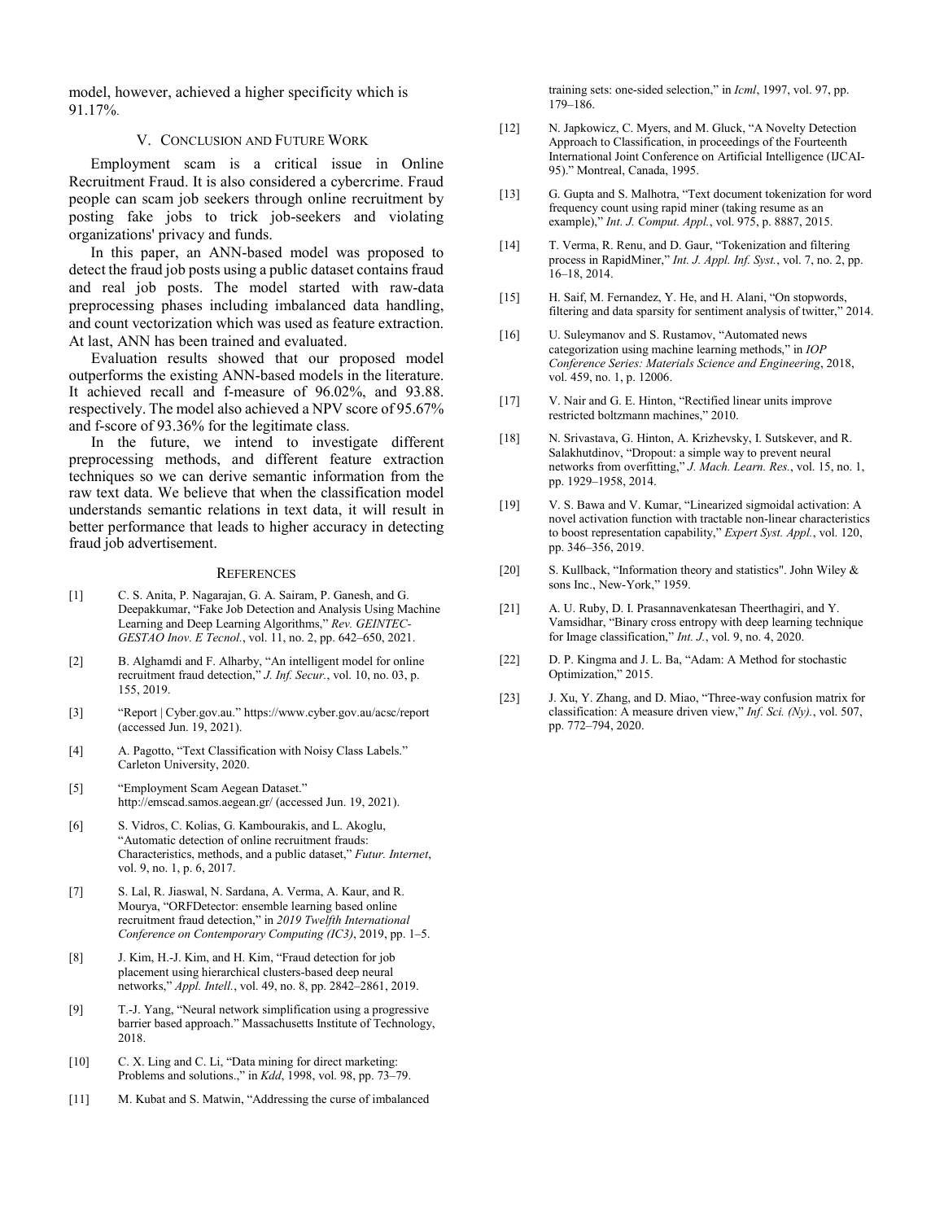model, however, achieved a higher specificity which is 91.17%.

## V. Conclusion and Future Work

Employment scam is a critical issue in Online Recruitment Fraud. It is also considered a cybercrime. Fraud people can scam job seekers through online recruitment by posting fake jobs to trick job-seekers and violating organizations' privacy and funds.

In this paper, an ANN-based model was proposed to detect the fraud job posts using a public dataset contains fraud and real job posts. The model started with raw-data preprocessing phases including imbalanced data handling, and count vectorization which was used as feature extraction. At last, ANN has been trained and evaluated.

Evaluation results showed that our proposed model outperforms the existing ANN-based models in the literature. It achieved recall and f-measure of 96.02%, and 93.88. respectively. The model also achieved a NPV score of 95.67% and f-score of 93.36% for the legitimate class.

In the future, we intend to investigate different preprocessing methods, and different feature extraction techniques so we can derive semantic information from the raw text data. We believe that when the classification model understands semantic relations in text data, it will result in better performance that leads to higher accuracy in detecting fraud job advertisement.

## References

[1] C. S. Anita, P. Nagarajan, G. A. Sairam, P. Ganesh, and G. Deepakkumar, "Fake Job Detection and Analysis Using Machine Learning and Deep Learning Algorithms," *Rev. GEINTEC-GESTAO Inov. E Tecnol.*, vol. 11, no. 2, pp. 642–650, 2021.

[2] B. Alghamdi and F. Alharby, "An intelligent model for online recruitment fraud detection," *J. Inf. Secur.*, vol. 10, no. 03, p. 155, 2019.

[3] "Report | Cyber.gov.au." https://www.cyber.gov.au/acsc/report (accessed Jun. 19, 2021).

[4] A. Pagotto, "Text Classification with Noisy Class Labels." Carleton University, 2020.

[5] "Employment Scam Aegean Dataset." http://emscad.samos.aegean.gr/ (accessed Jun. 19, 2021).

[6] S. Vidros, C. Kolias, G. Kambourakis, and L. Akoglu, "Automatic detection of online recruitment frauds: Characteristics, methods, and a public dataset," *Futur. Internet*, vol. 9, no. 1, p. 6, 2017.

[7] S. Lal, R. Jiaswal, N. Sardana, A. Verma, A. Kaur, and R. Mourya, "ORFDetector: ensemble learning based online recruitment fraud detection," in *2019 Twelfth International Conference on Contemporary Computing (IC3)*, 2019, pp. 1–5.

[8] J. Kim, H.-J. Kim, and H. Kim, "Fraud detection for job placement using hierarchical clusters-based deep neural networks," *Appl. Intell.*, vol. 49, no. 8, pp. 2842–2861, 2019.

[9] T.-J. Yang, "Neural network simplification using a progressive barrier based approach." Massachusetts Institute of Technology, 2018.

[10] C. X. Ling and C. Li, "Data mining for direct marketing: Problems and solutions.," in *Kdd*, 1998, vol. 98, pp. 73–79.

[11] M. Kubat and S. Matwin, "Addressing the curse of imbalanced training sets: one-sided selection," in *Icml*, 1997, vol. 97, pp. 179–186.

[12] N. Japkowicz, C. Myers, and M. Gluck, "A Novelty Detection Approach to Classification, in proceedings of the Fourteenth International Joint Conference on Artificial Intelligence (IJCAI-95)." Montreal, Canada, 1995.

[13] G. Gupta and S. Malhotra, "Text document tokenization for word frequency count using rapid miner (taking resume as an example)," *Int. J. Comput. Appl.*, vol. 975, p. 8887, 2015.

[14] T. Verma, R. Renu, and D. Gaur, "Tokenization and filtering process in RapidMiner," *Int. J. Appl. Inf. Syst.*, vol. 7, no. 2, pp. 16–18, 2014.

[15] H. Saif, M. Fernandez, Y. He, and H. Alani, "On stopwords, filtering and data sparsity for sentiment analysis of twitter," 2014.

[16] U. Suleymanov and S. Rustamov, "Automated news categorization using machine learning methods," in *IOP Conference Series: Materials Science and Engineering*, 2018, vol. 459, no. 1, p. 12006.

[17] V. Nair and G. E. Hinton, "Rectified linear units improve restricted boltzmann machines," 2010.

[18] N. Srivastava, G. Hinton, A. Krizhevsky, I. Sutskever, and R. Salakhutdinov, "Dropout: a simple way to prevent neural networks from overfitting," *J. Mach. Learn. Res.*, vol. 15, no. 1, pp. 1929–1958, 2014.

[19] V. S. Bawa and V. Kumar, "Linearized sigmoidal activation: A novel activation function with tractable non-linear characteristics to boost representation capability," *Expert Syst. Appl.*, vol. 120, pp. 346–356, 2019.

[20] S. Kullback, "Information theory and statistics". John Wiley & sons Inc., New-York," 1959.

[21] A. U. Ruby, D. I. Prasannavenkatesan Theerthagiri, and Y. Vamsidhar, "Binary cross entropy with deep learning technique for Image classification," *Int. J.*, vol. 9, no. 4, 2020.

[22] D. P. Kingma and J. L. Ba, "Adam: A Method for stochastic Optimization," 2015.

[23] J. Xu, Y. Zhang, and D. Miao, "Three-way confusion matrix for classification: A measure driven view," *Inf. Sci. (Ny).*, vol. 507, pp. 772–794, 2020.